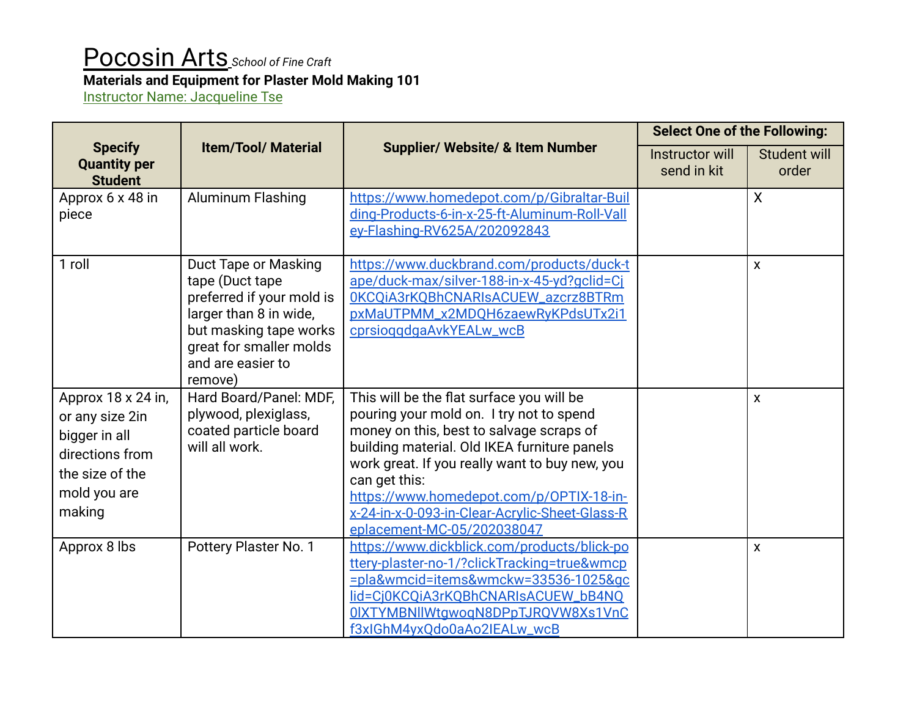# Pocosin Arts *School of Fine Craft*

**Materials and Equipment for Plaster Mold Making 101**

Instructor Name: Jacqueline Tse

| Specify Quantity per Student | Item/Tool/ Material | Supplier/ Website/ & Item Number | Select One of the Following: | |
|---|---|---|---|---|
| | | | Instructor will send in kit | Student will order |
| Approx 6 x 48 in piece | Aluminum Flashing | https://www.homedepot.com/p/Gibraltar-Building-Products-6-in-x-25-ft-Aluminum-Roll-Valley-Flashing-RV625A/202092843 | | X |
| 1 roll | Duct Tape or Masking tape (Duct tape preferred if your mold is larger than 8 in wide, but masking tape works great for smaller molds and are easier to remove) | https://www.duckbrand.com/products/duck-tape/duck-max/silver-188-in-x-45-yd?gclid=Cj0KCQiA3rKQBhCNARIsACUEW_azcrz8BTRmpxMaUTPMM_x2MDQH6zaewRyKPdsUTx2i1cprsioqqdgaAvkYEALw_wcB | | x |
| Approx 18 x 24 in, or any size 2in bigger in all directions from the size of the mold you are making | Hard Board/Panel: MDF, plywood, plexiglass, coated particle board will all work. | This will be the flat surface you will be pouring your mold on. I try not to spend money on this, best to salvage scraps of building material. Old IKEA furniture panels work great. If you really want to buy new, you can get this: https://www.homedepot.com/p/OPTIX-18-in-x-24-in-x-0-093-in-Clear-Acrylic-Sheet-Glass-Replacement-MC-05/202038047 | | x |
| Approx 8 lbs | Pottery Plaster No. 1 | https://www.dickblick.com/products/blick-pottery-plaster-no-1/?clickTracking=true&wmcp=pla&wmcid=items&wmckw=33536-1025&gclid=Cj0KCQiA3rKQBhCNARIsACUEW_bB4NQ0lXTYMBNllWtgwoqN8DPpTJRQVW8Xs1VnCf3xIGhM4yxQdo0aAo2IEALw_wcB | | x |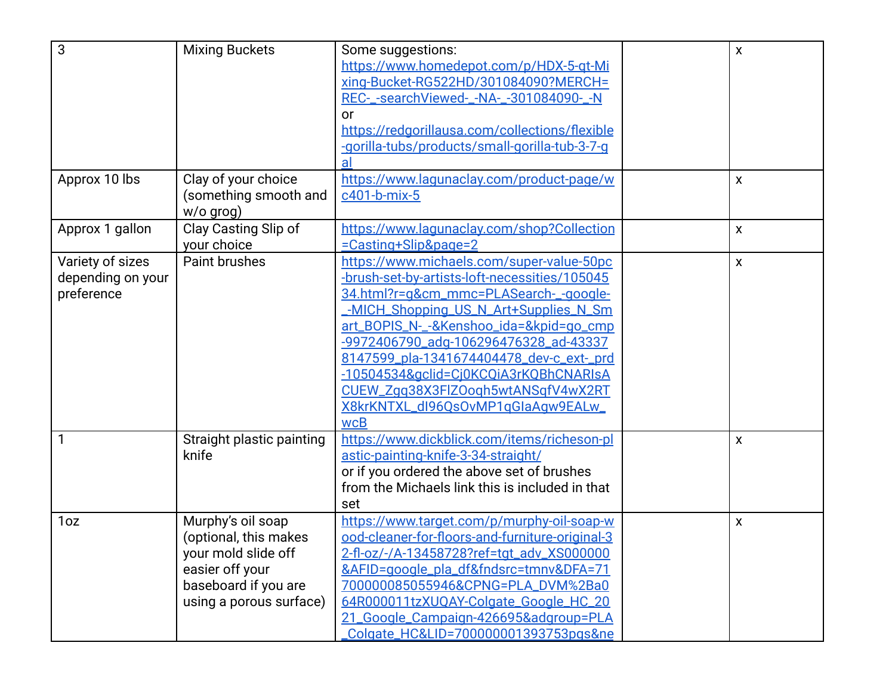| | | | | |
|---|---|---|---|---|
| 3 | Mixing Buckets | Some suggestions: https://www.homedepot.com/p/HDX-5-qt-Mixing-Bucket-RG522HD/301084090?MERCH=REC-_-searchViewed-_-NA-_-301084090-_-N or https://redgorillausa.com/collections/flexible-gorilla-tubs/products/small-gorilla-tub-3-7-gal | | x |
| Approx 10 lbs | Clay of your choice (something smooth and w/o grog) | https://www.lagunaclay.com/product-page/wc401-b-mix-5 | | x |
| Approx 1 gallon | Clay Casting Slip of your choice | https://www.lagunaclay.com/shop?Collection=Casting+Slip&page=2 | | x |
| Variety of sizes depending on your preference | Paint brushes | https://www.michaels.com/super-value-50pc-brush-set-by-artists-loft-necessities/10504534.html?r=g&cm_mmc=PLASearch-_-google-_-MICH_Shopping_US_N_Art+Supplies_N_Smart_BOPIS_N-_-&Kenshoo_ida=&kpid=go_cmp-9972406790_adg-106296476328_ad-433378147599_pla-1341674404478_dev-c_ext-_prd-10504534&gclid=Cj0KCQiA3rKQBhCNARIsACUEW_Zgq38X3FlZOoqh5wtANSqfV4wX2RTX8krKNTXL_dI96QsOvMP1qGIaAgw9EALw_wcB | | x |
| 1 | Straight plastic painting knife | https://www.dickblick.com/items/richeson-plastic-painting-knife-3-34-straight/ or if you ordered the above set of brushes from the Michaels link this is included in that set | | x |
| 1oz | Murphy's oil soap (optional, this makes your mold slide off easier off your baseboard if you are using a porous surface) | https://www.target.com/p/murphy-oil-soap-wood-cleaner-for-floors-and-furniture-original-32-fl-oz/-/A-13458728?ref=tgt_adv_XS000000&AFID=google_pla_df&fndsrc=tmnv&DFA=71700000085055946&CPNG=PLA_DVM%2Ba064R000011tzXUQAY-Colgate_Google_HC_2021_Google_Campaign-426695&adgroup=PLA_Colgate_HC&LID=700000001393753pgs&ne | | x |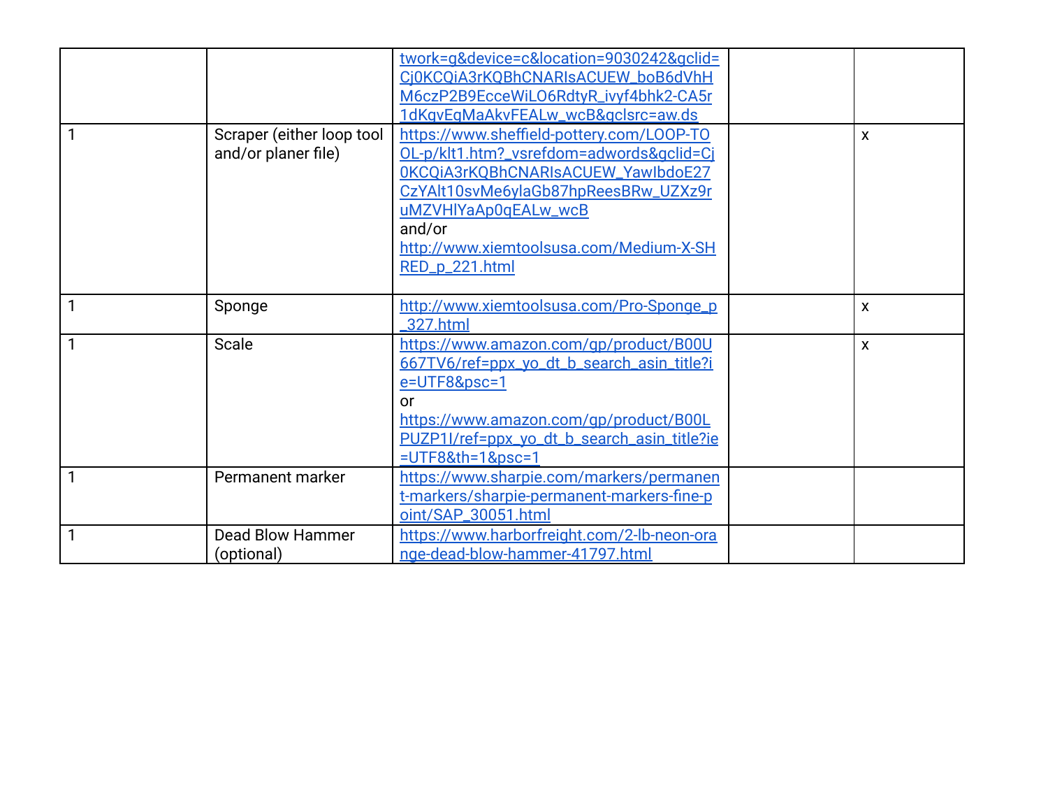| | | | | |
|---|---|---|---|---|
| | | twork=g&device=c&location=9030242&gclid=Cj0KCQiA3rKQBhCNARIsACUEW_boB6dVhHM6czP2B9EcceWiLO6RdtyR_ivyf4bhk2-CA5r1dKgvEgMaAkvFEALw_wcB&gclsrc=aw.ds | | |
| 1 | Scraper (either loop tool and/or planer file) | https://www.sheffield-pottery.com/LOOP-TOOL-p/klt1.htm?_vsrefdom=adwords&gclid=Cj0KCQiA3rKQBhCNARIsACUEW_YawIbdoE27CzYAlt10svMe6ylaGb87hpReesBRw_UZXz9ruMZVHlYaAp0qEALw_wcB and/or http://www.xiemtoolsusa.com/Medium-X-SHRED_p_221.html | | x |
| 1 | Sponge | http://www.xiemtoolsusa.com/Pro-Sponge_p_327.html | | x |
| 1 | Scale | https://www.amazon.com/gp/product/B00U667TV6/ref=ppx_yo_dt_b_search_asin_title?ie=UTF8&psc=1 or https://www.amazon.com/gp/product/B00LPUZP1I/ref=ppx_yo_dt_b_search_asin_title?ie=UTF8&th=1&psc=1 | | x |
| 1 | Permanent marker | https://www.sharpie.com/markers/permanent-markers/sharpie-permanent-markers-fine-point/SAP_30051.html | | |
| 1 | Dead Blow Hammer (optional) | https://www.harborfreight.com/2-lb-neon-orange-dead-blow-hammer-41797.html | | |